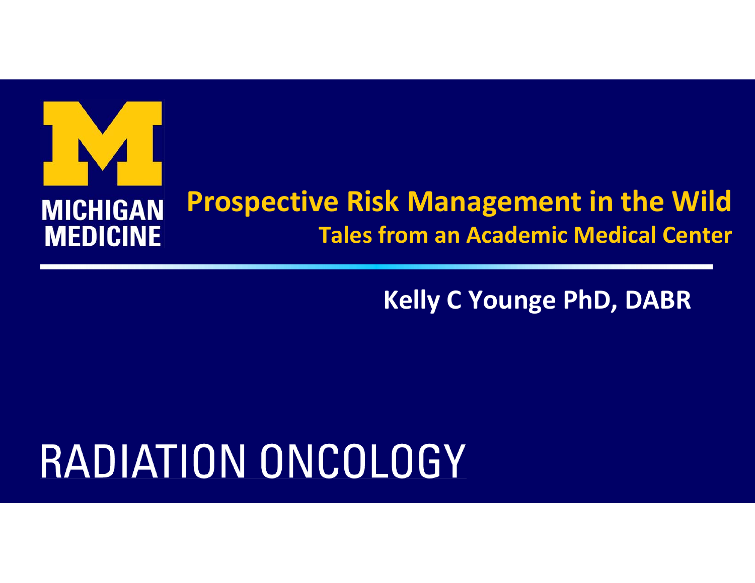MICHIGAN MEDICINE

# Prospective Risk Management in the Wild

## Tales from an Academic Medical Center

**Kelly C Younge PhD, DABR**

RADIATION ONCOLOGY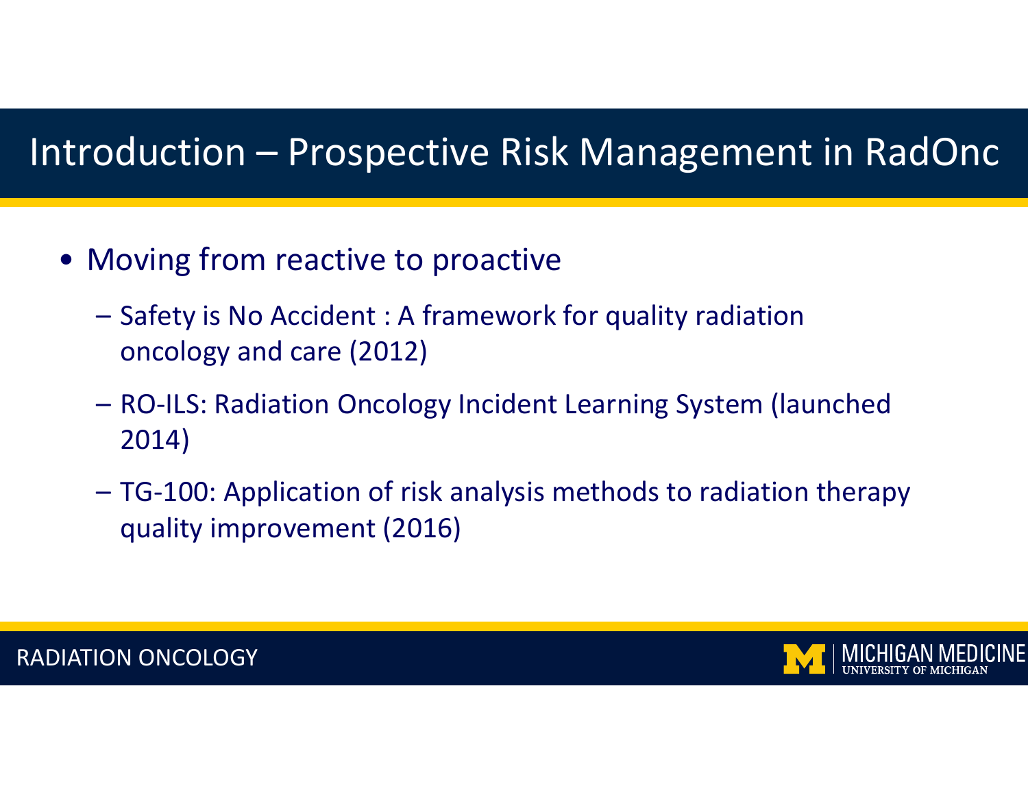# Introduction – Prospective Risk Management in RadOnc

- Moving from reactive to proactive
  - Safety is No Accident : A framework for quality radiation oncology and care (2012)
  - RO-ILS: Radiation Oncology Incident Learning System (launched 2014)
  - TG-100: Application of risk analysis methods to radiation therapy quality improvement (2016)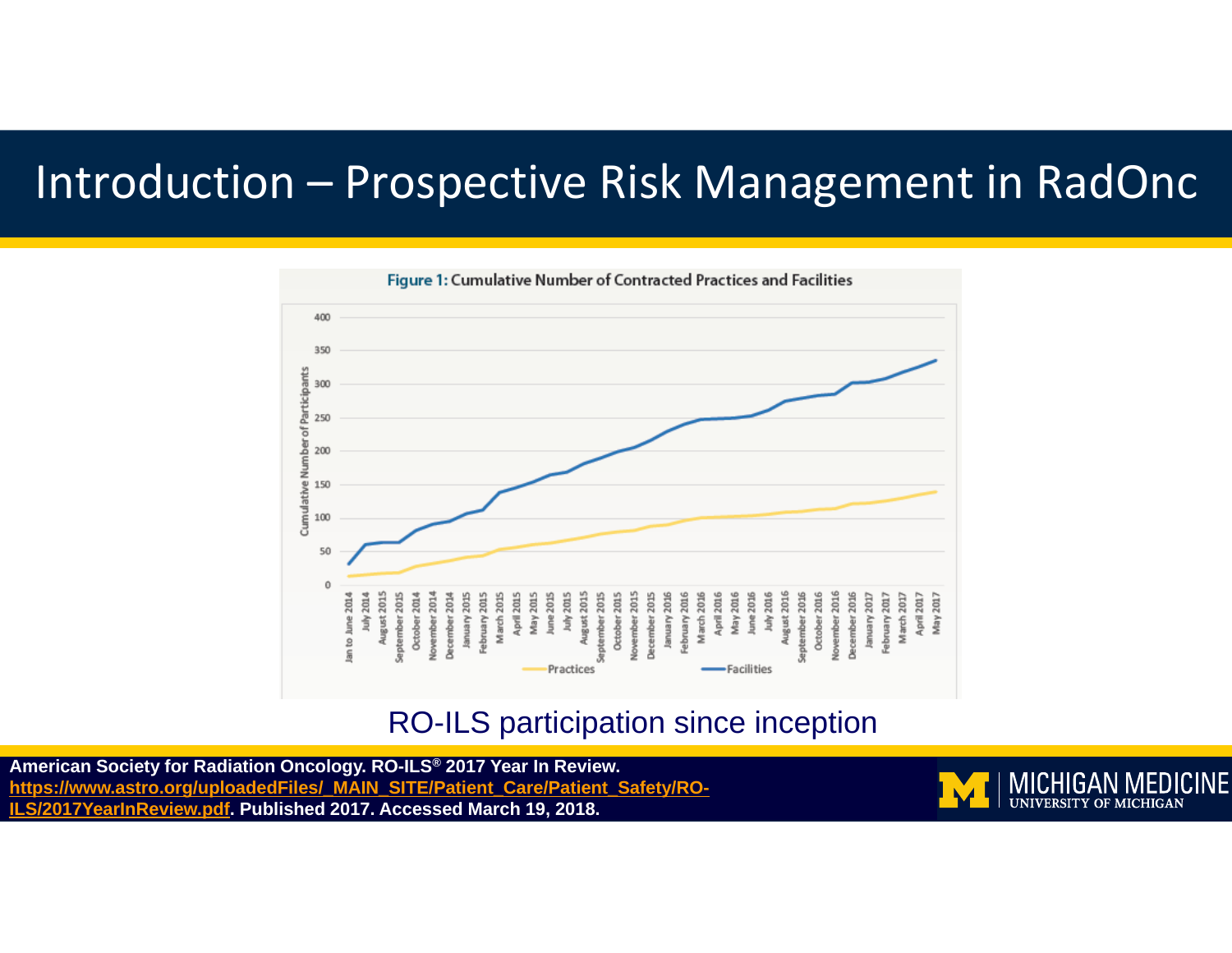# Introduction – Prospective Risk Management in RadOnc

**Figure 1:** Cumulative Number of Contracted Practices and Facilities

RO-ILS participation since inception

**American Society for Radiation Oncology. RO-ILS® 2017 Year In Review. https://www.astro.org/uploadedFiles/_MAIN_SITE/Patient_Care/Patient_Safety/RO-ILS/2017YearInReview.pdf. Published 2017. Accessed March 19, 2018.**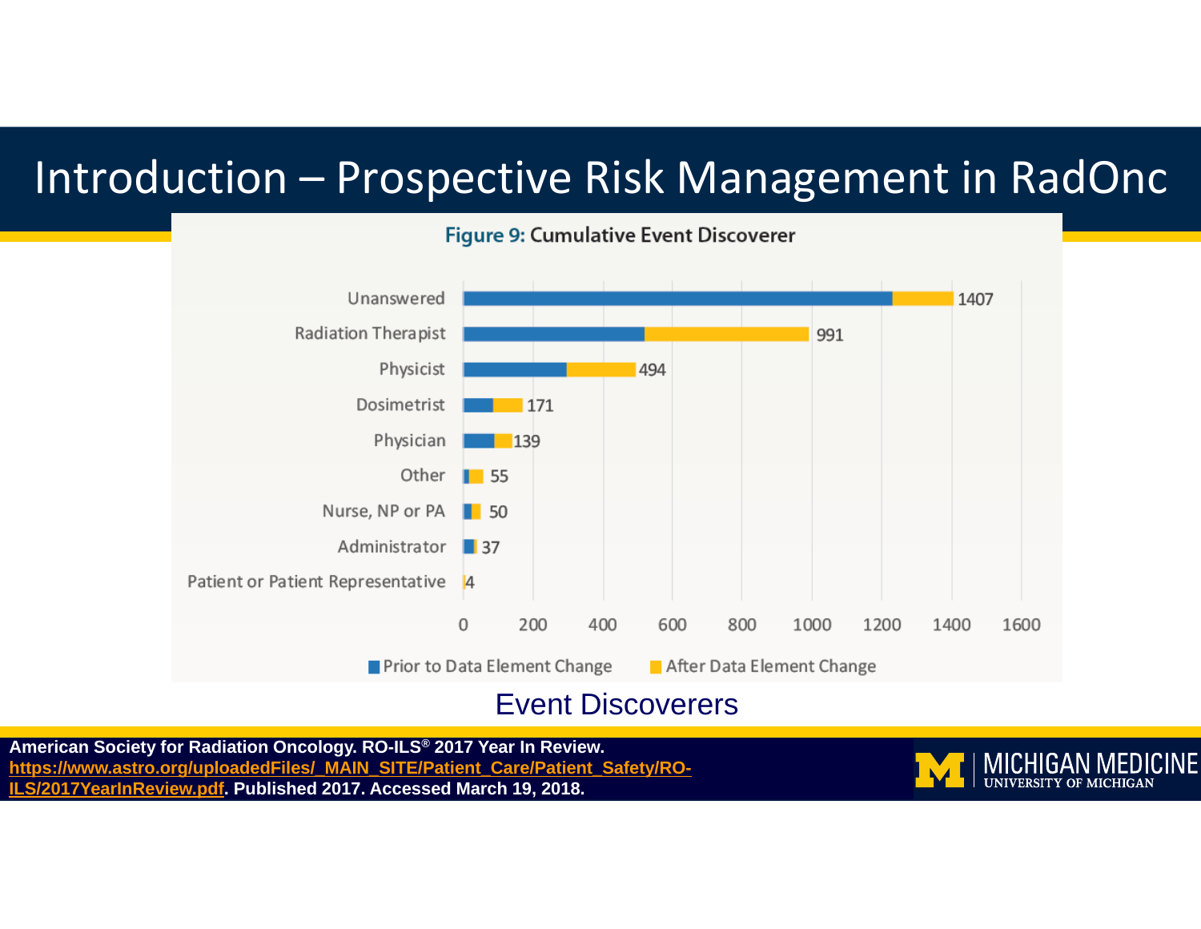# Introduction – Prospective Risk Management in RadOnc

**Figure 9: Cumulative Event Discoverer**

| Event Discoverer | Total |
|---|---|
| Unanswered | 1407 |
| Radiation Therapist | 991 |
| Physicist | 494 |
| Dosimetrist | 171 |
| Physician | 139 |
| Other | 55 |
| Nurse, NP or PA | 50 |
| Administrator | 37 |
| Patient or Patient Representative | 4 |

Legend: Prior to Data Element Change; After Data Element Change

Event Discoverers

**American Society for Radiation Oncology. RO-ILS® 2017 Year In Review. https://www.astro.org/uploadedFiles/_MAIN_SITE/Patient_Care/Patient_Safety/RO-ILS/2017YearInReview.pdf. Published 2017. Accessed March 19, 2018.**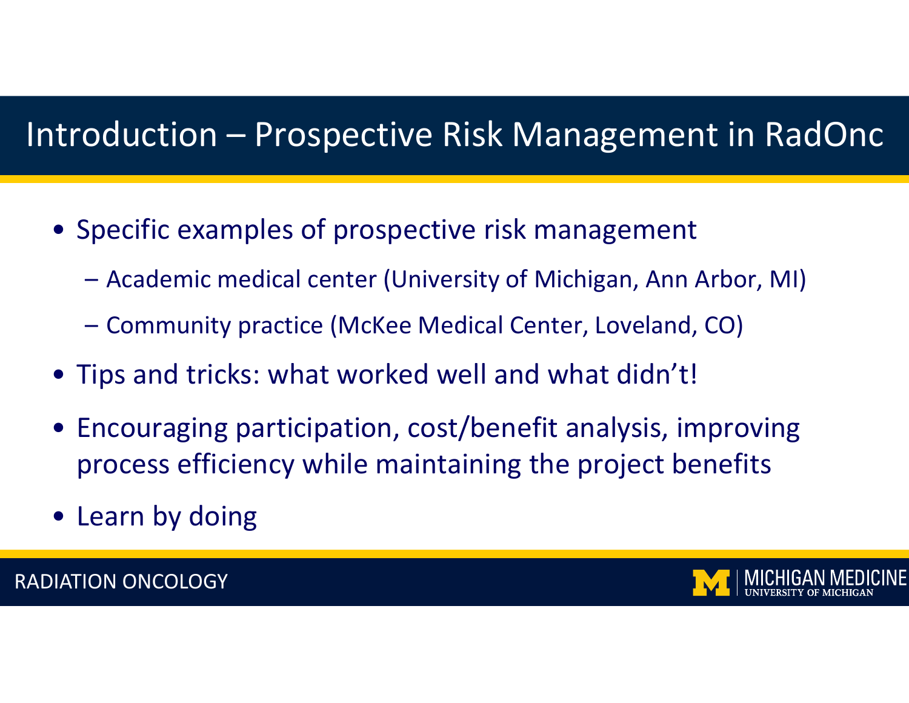# Introduction – Prospective Risk Management in RadOnc

- Specific examples of prospective risk management
  - Academic medical center (University of Michigan, Ann Arbor, MI)
  - Community practice (McKee Medical Center, Loveland, CO)
- Tips and tricks: what worked well and what didn't!
- Encouraging participation, cost/benefit analysis, improving process efficiency while maintaining the project benefits
- Learn by doing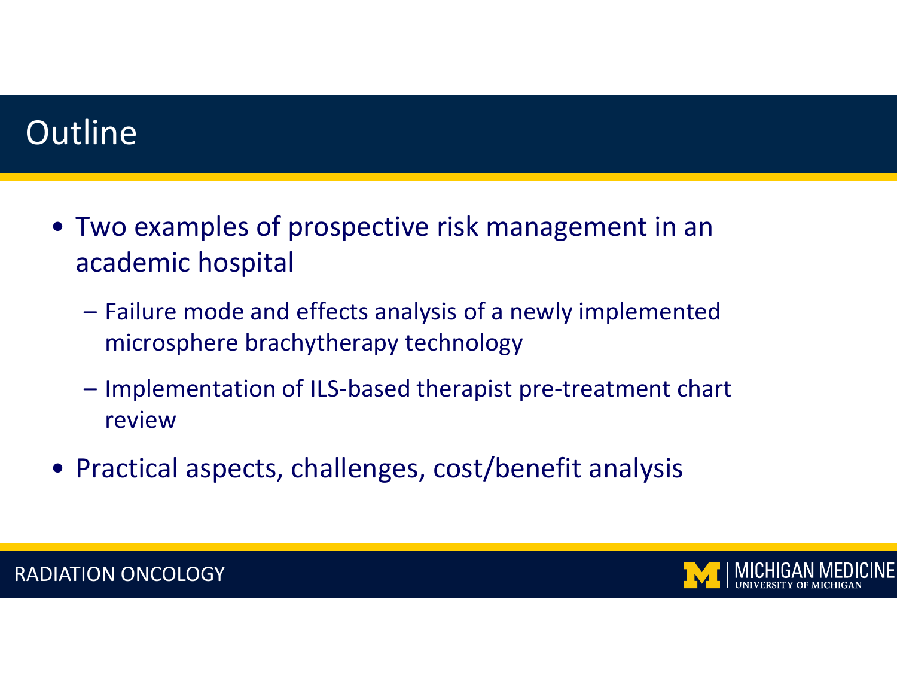# Outline

- Two examples of prospective risk management in an academic hospital
  - Failure mode and effects analysis of a newly implemented microsphere brachytherapy technology
  - Implementation of ILS-based therapist pre-treatment chart review
- Practical aspects, challenges, cost/benefit analysis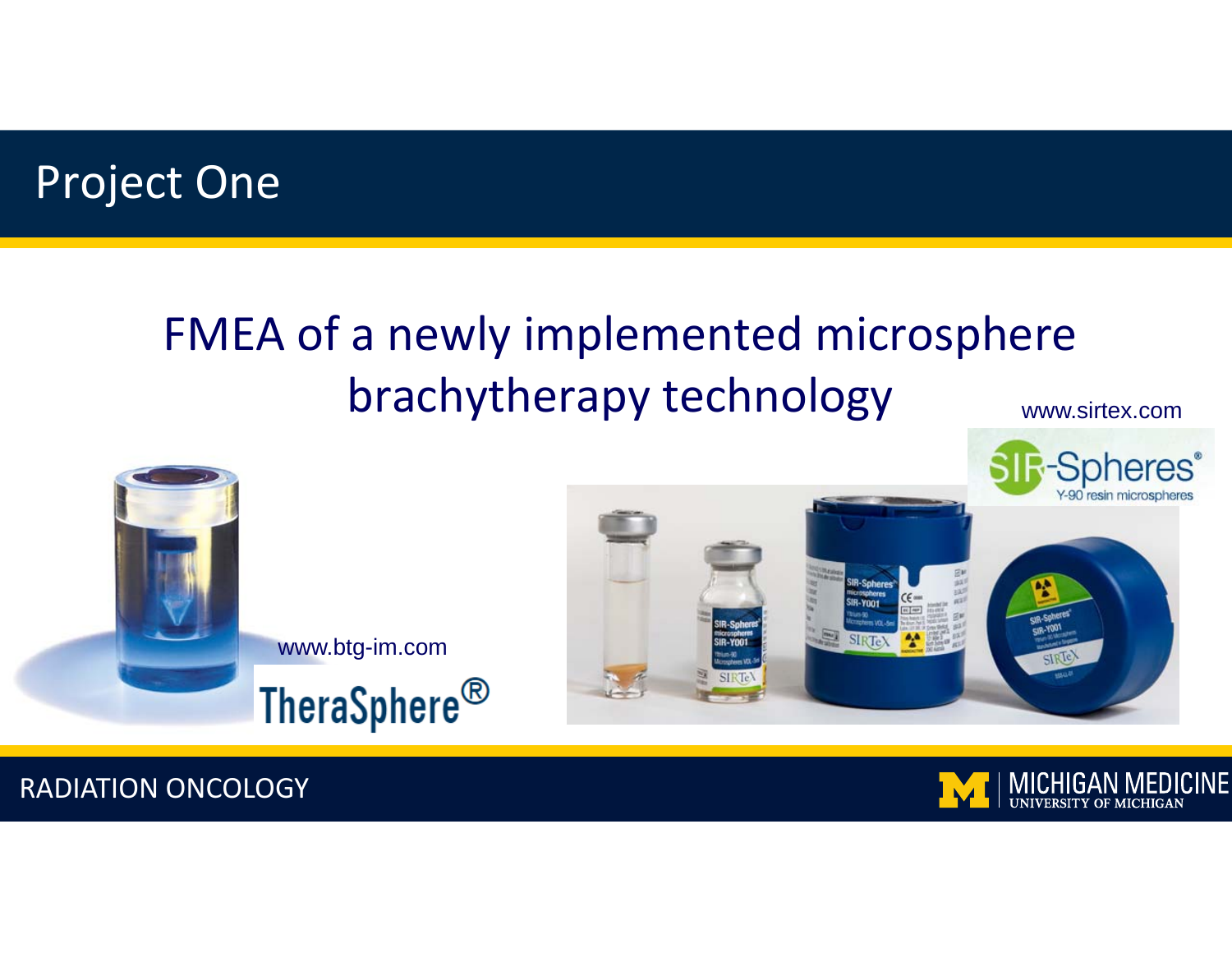# Project One

## FMEA of a newly implemented microsphere brachytherapy technology

www.sirtex.com

www.btg-im.com

RADIATION ONCOLOGY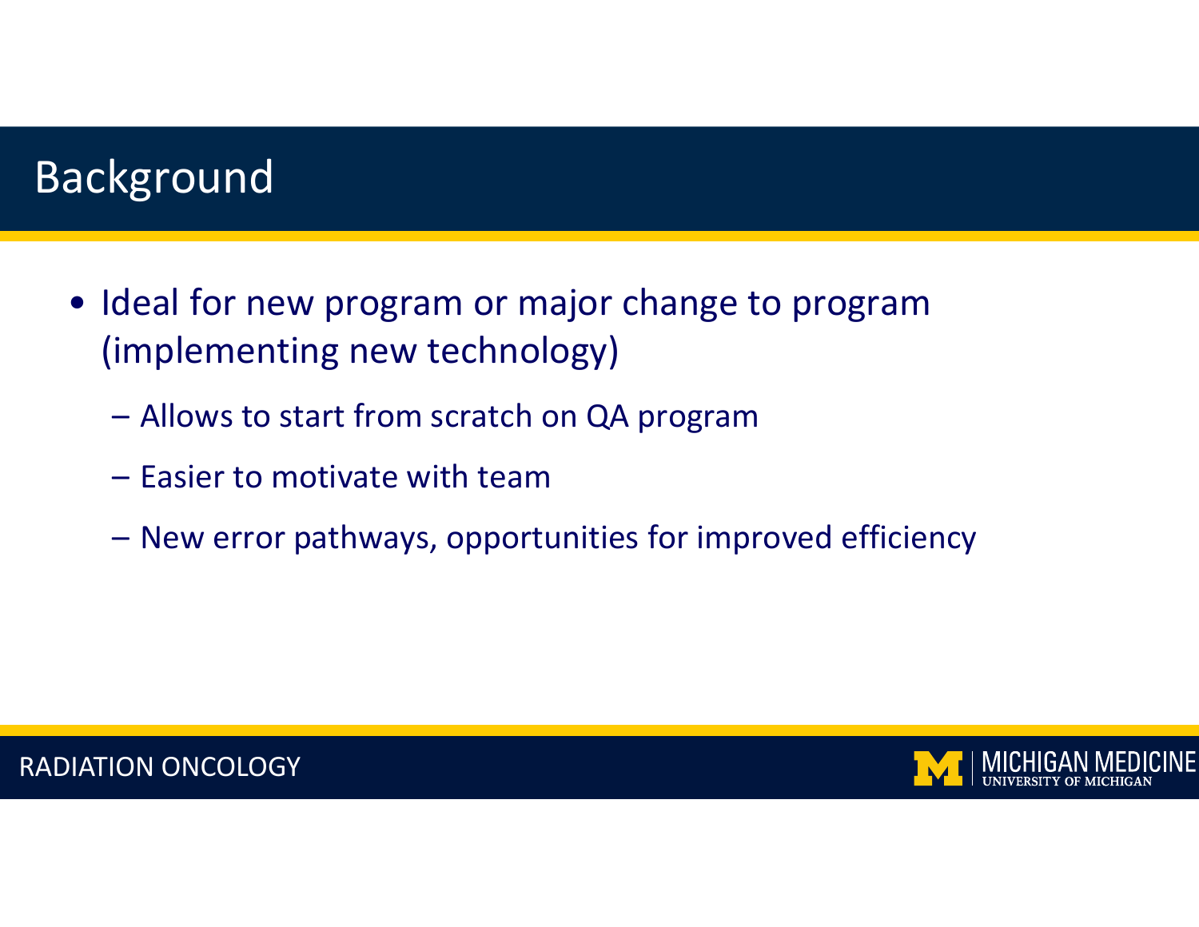# Background

- Ideal for new program or major change to program (implementing new technology)
  - Allows to start from scratch on QA program
  - Easier to motivate with team
  - New error pathways, opportunities for improved efficiency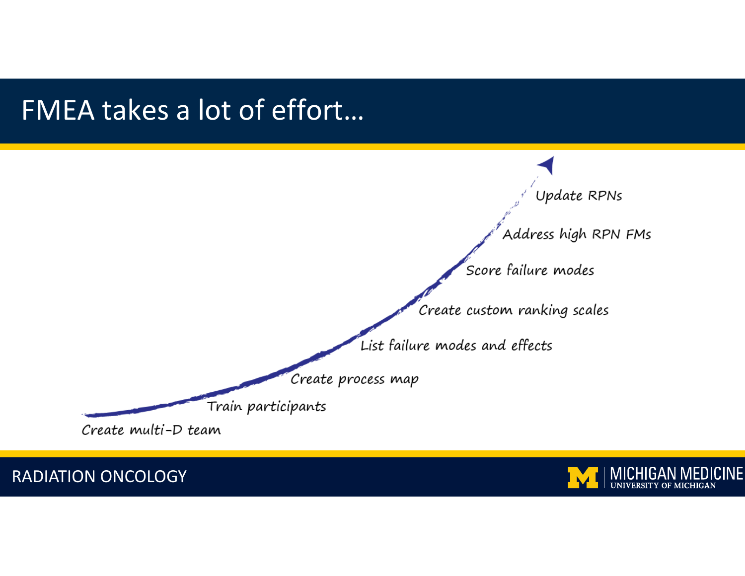# FMEA takes a lot of effort…

- Create multi-D team
- Train participants
- Create process map
- List failure modes and effects
- Create custom ranking scales
- Score failure modes
- Address high RPN FMs
- Update RPNs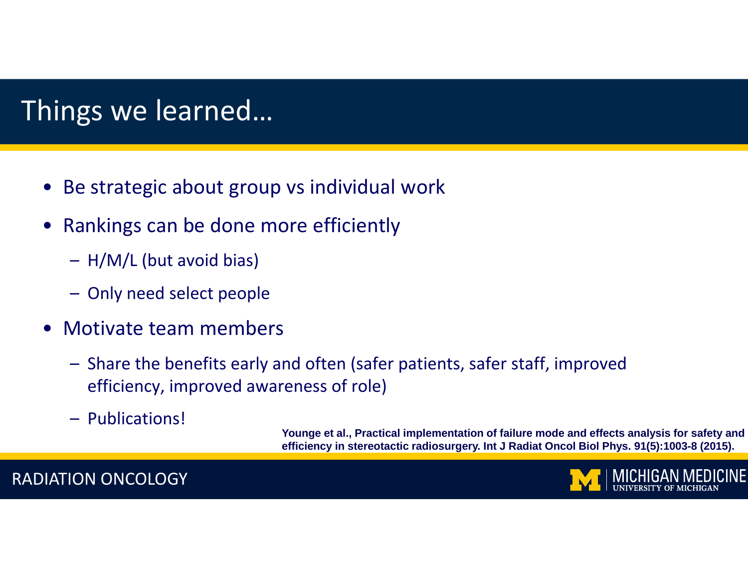# Things we learned…

- Be strategic about group vs individual work
- Rankings can be done more efficiently
  - H/M/L (but avoid bias)
  - Only need select people
- Motivate team members
  - Share the benefits early and often (safer patients, safer staff, improved efficiency, improved awareness of role)
  - Publications!

**Younge et al., Practical implementation of failure mode and effects analysis for safety and efficiency in stereotactic radiosurgery. Int J Radiat Oncol Biol Phys. 91(5):1003-8 (2015).**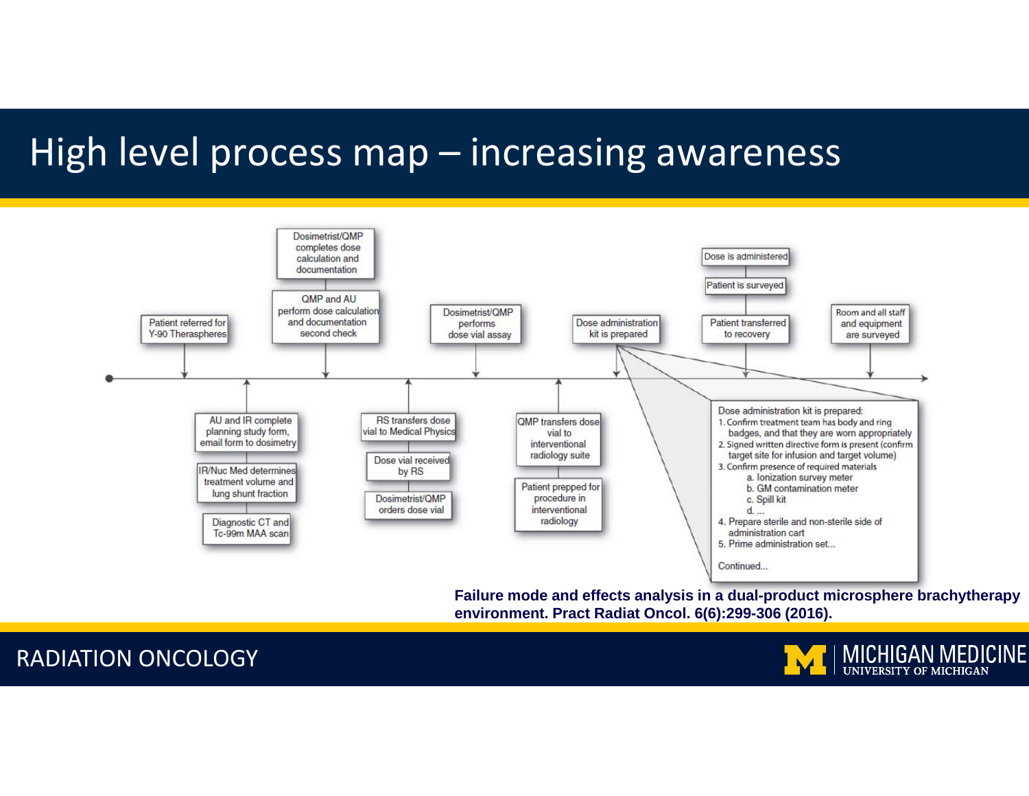# High level process map – increasing awareness

Patient referred for Y-90 Therapsheres

AU and IR complete planning study form, email form to dosimetry

IR/Nuc Med determines treatment volume and lung shunt fraction

Diagnostic CT and Tc-99m MAA scan

Dosimetrist/QMP completes dose calculation and documentation

QMP and AU perform dose calculation and documentation second check

RS transfers dose vial to Medical Physics

Dose vial received by RS

Dosimetrist/QMP orders dose vial

Dosimetrist/QMP performs dose vial assay

QMP transfers dose vial to interventional radiology suite

Patient prepped for procedure in interventional radiology

Dose administration kit is prepared

Dose is administered

Patient is surveyed

Patient transferred to recovery

Room and all staff and equipment are surveyed

Dose administration kit is prepared:

1. Confirm treatment team has body and ring badges, and that they are worn appropriately
2. Signed written directive form is present (confirm target site for infusion and target volume)
3. Confirm presence of required materials
   a. Ionization survey meter
   b. GM contamination meter
   c. Spill kit
   d. ...
4. Prepare sterile and non-sterile side of administration cart
5. Prime administration set...

Continued...

**Failure mode and effects analysis in a dual-product microsphere brachytherapy environment. Pract Radiat Oncol. 6(6):299-306 (2016).**

RADIATION ONCOLOGY

MICHIGAN MEDICINE UNIVERSITY OF MICHIGAN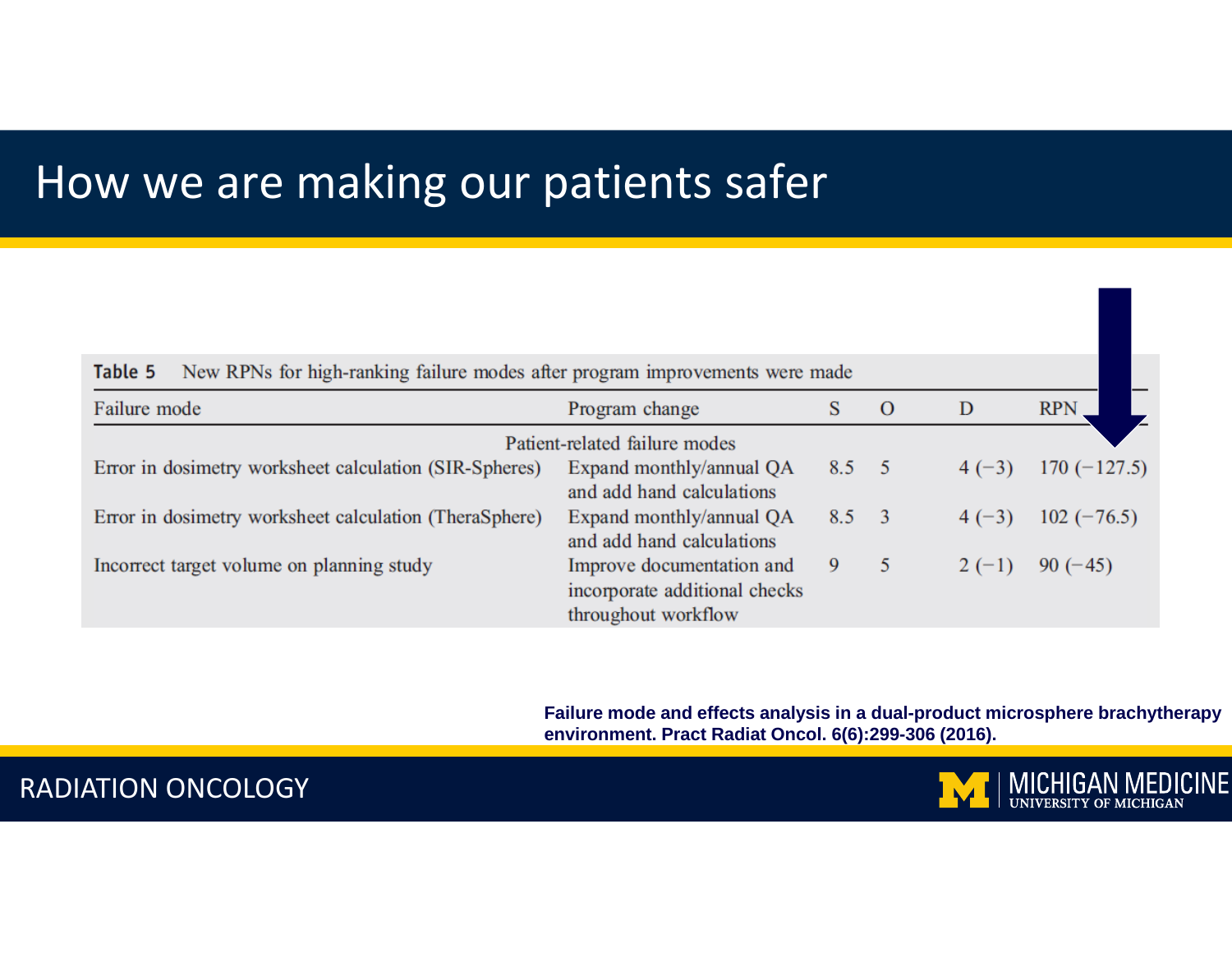# How we are making our patients safer

**Table 5** New RPNs for high-ranking failure modes after program improvements were made

| Failure mode | Program change | S | O | D | RPN |
|---|---|---|---|---|---|
| Patient-related failure modes | | | | | |
| Error in dosimetry worksheet calculation (SIR-Spheres) | Expand monthly/annual QA and add hand calculations | 8.5 | 5 | 4 (−3) | 170 (−127.5) |
| Error in dosimetry worksheet calculation (TheraSphere) | Expand monthly/annual QA and add hand calculations | 8.5 | 3 | 4 (−3) | 102 (−76.5) |
| Incorrect target volume on planning study | Improve documentation and incorporate additional checks throughout workflow | 9 | 5 | 2 (−1) | 90 (−45) |

**Failure mode and effects analysis in a dual-product microsphere brachytherapy environment. Pract Radiat Oncol. 6(6):299-306 (2016).**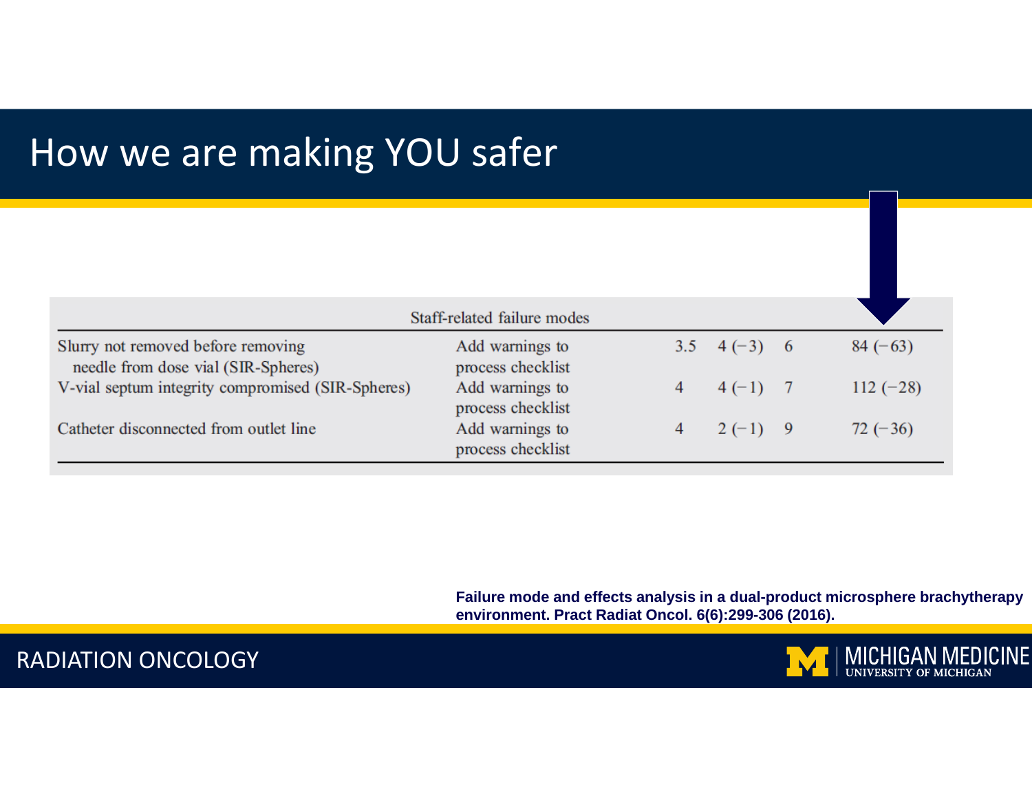# How we are making YOU safer

| Staff-related failure modes | | | | | |
|---|---|---|---|---|---|
| Slurry not removed before removing needle from dose vial (SIR-Spheres) | Add warnings to process checklist | 3.5 | 4 (−3) | 6 | 84 (−63) |
| V-vial septum integrity compromised (SIR-Spheres) | Add warnings to process checklist | 4 | 4 (−1) | 7 | 112 (−28) |
| Catheter disconnected from outlet line | Add warnings to process checklist | 4 | 2 (−1) | 9 | 72 (−36) |

**Failure mode and effects analysis in a dual-product microsphere brachytherapy environment. Pract Radiat Oncol. 6(6):299-306 (2016).**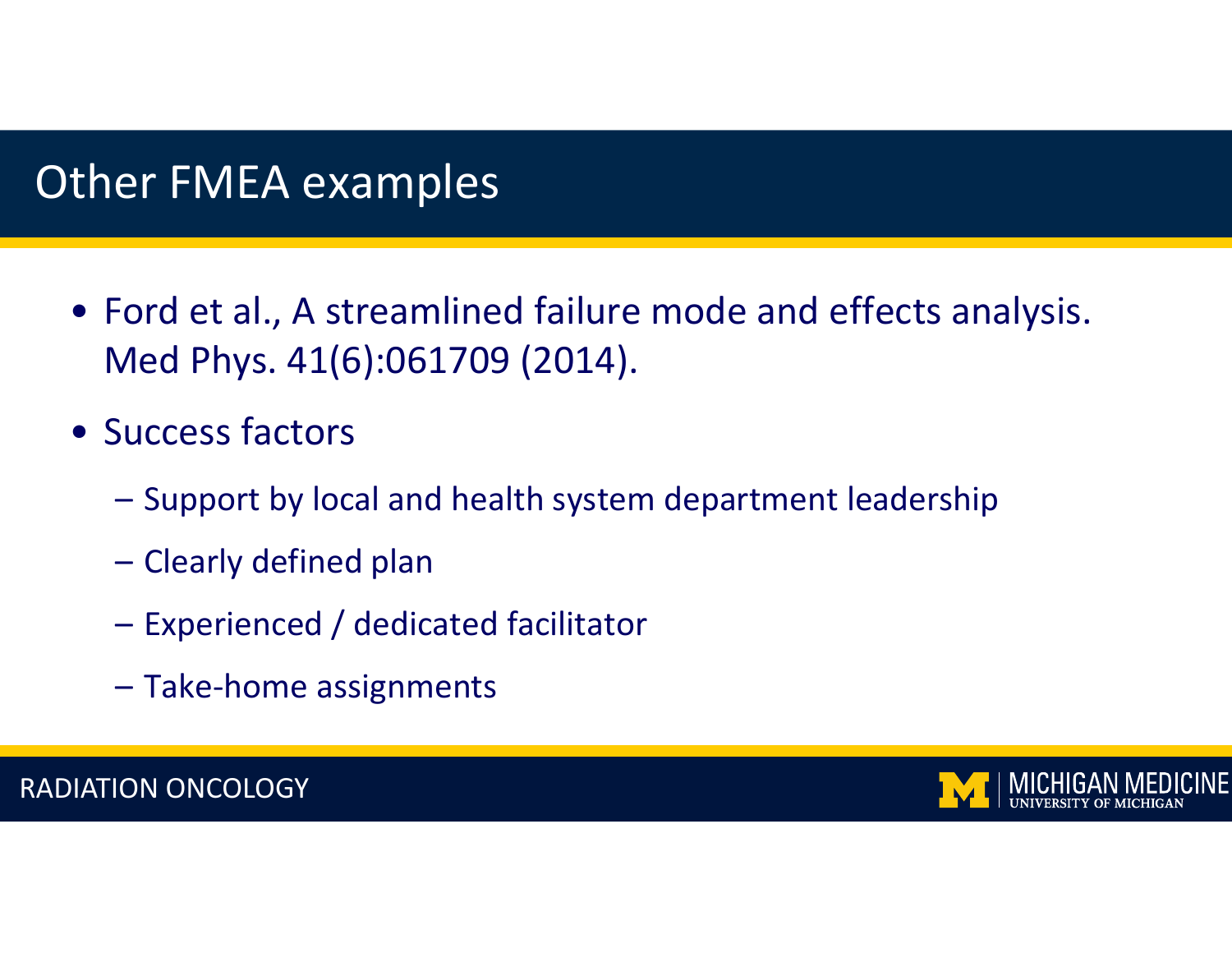# Other FMEA examples

- Ford et al., A streamlined failure mode and effects analysis. Med Phys. 41(6):061709 (2014).
- Success factors
  - Support by local and health system department leadership
  - Clearly defined plan
  - Experienced / dedicated facilitator
  - Take-home assignments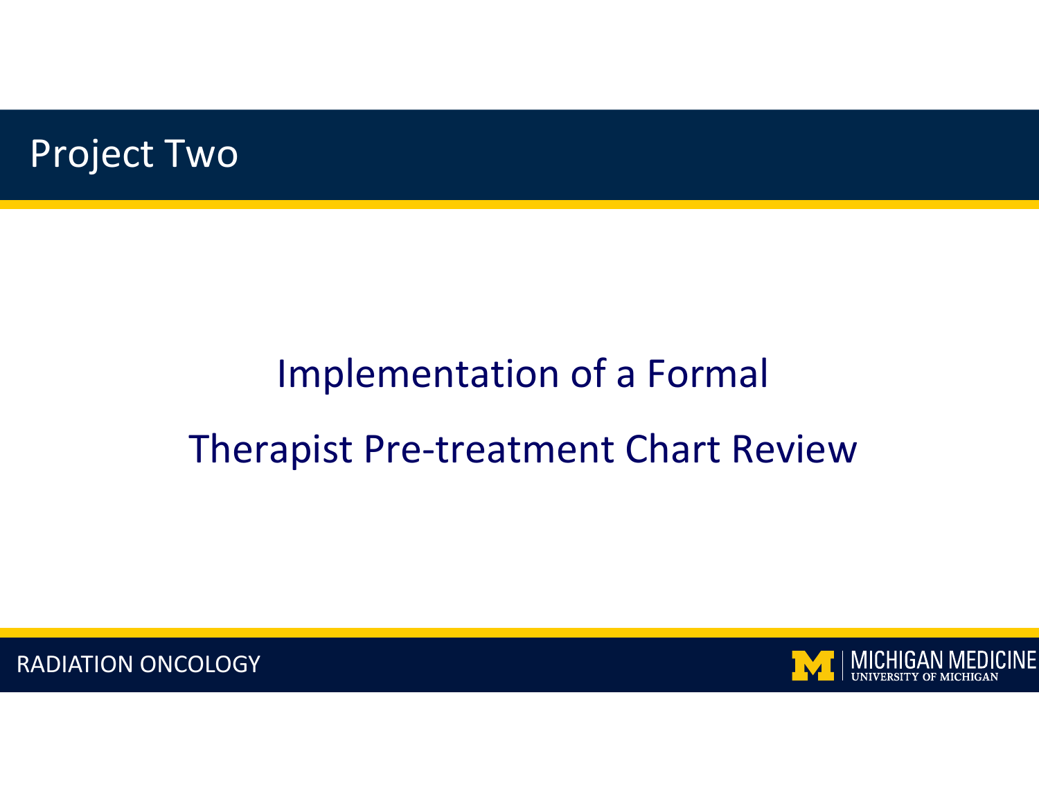# Project Two

## Implementation of a Formal Therapist Pre-treatment Chart Review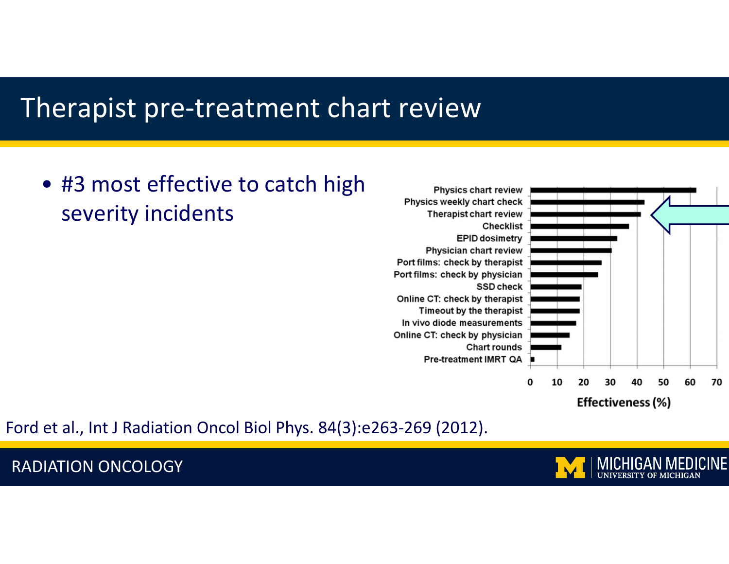# Therapist pre-treatment chart review

- #3 most effective to catch high severity incidents

| Check | Effectiveness (%) |
|---|---|
| Physics chart review | ~62 |
| Physics weekly chart check | ~43 |
| Therapist chart review | ~41 |
| Checklist | ~37 |
| EPID dosimetry | ~32 |
| Physician chart review | ~30 |
| Port films: check by therapist | ~27 |
| Port films: check by physician | ~25 |
| SSD check | ~19 |
| Online CT: check by therapist | ~18 |
| Timeout by the therapist | ~18 |
| In vivo diode measurements | ~17 |
| Online CT: check by physician | ~15 |
| Chart rounds | ~12 |
| Pre-treatment IMRT QA | ~1 |

Ford et al., Int J Radiation Oncol Biol Phys. 84(3):e263-269 (2012).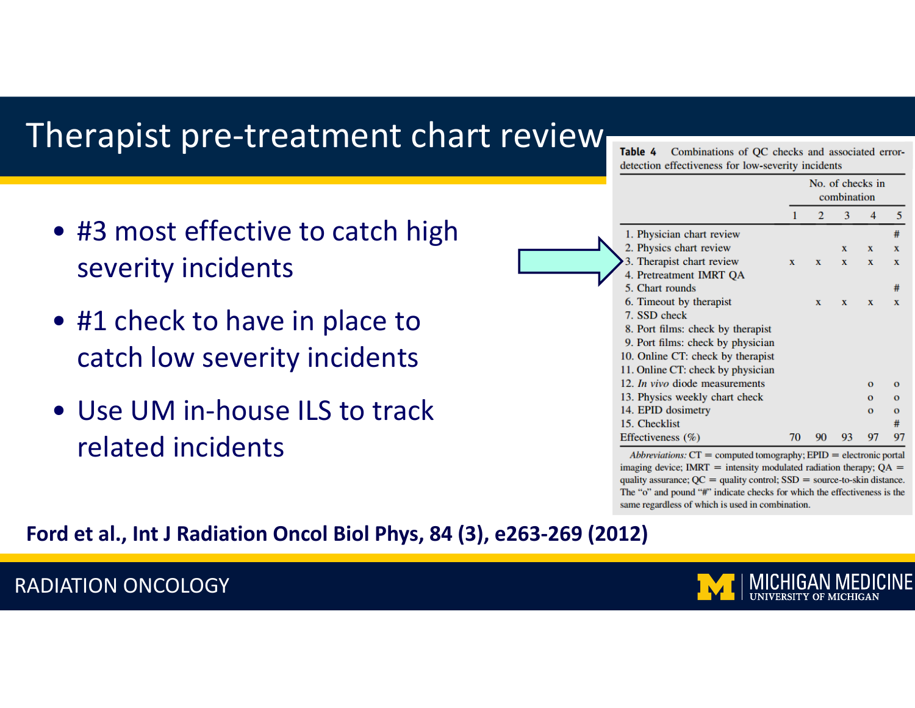# Therapist pre-treatment chart review

- #3 most effective to catch high severity incidents
- #1 check to have in place to catch low severity incidents
- Use UM in-house ILS to track related incidents

**Table 4** Combinations of QC checks and associated error-detection effectiveness for low-severity incidents

| | No. of checks in combination | | | | |
|---|---|---|---|---|---|
| | 1 | 2 | 3 | 4 | 5 |
| 1. Physician chart review | | | | | # |
| 2. Physics chart review | | | x | x | x |
| 3. Therapist chart review | x | x | x | x | x |
| 4. Pretreatment IMRT QA | | | | | |
| 5. Chart rounds | | | | | # |
| 6. Timeout by therapist | | x | x | x | x |
| 7. SSD check | | | | | |
| 8. Port films: check by therapist | | | | | |
| 9. Port films: check by physician | | | | | |
| 10. Online CT: check by therapist | | | | | |
| 11. Online CT: check by physician | | | | | |
| 12. *In vivo* diode measurements | | | | o | o |
| 13. Physics weekly chart check | | | | o | o |
| 14. EPID dosimetry | | | | o | o |
| 15. Checklist | | | | | # |
| Effectiveness (%) | 70 | 90 | 93 | 97 | 97 |

*Abbreviations:* CT = computed tomography; EPID = electronic portal imaging device; IMRT = intensity modulated radiation therapy; QA = quality assurance; QC = quality control; SSD = source-to-skin distance. The "o" and pound "#" indicate checks for which the effectiveness is the same regardless of which is used in combination.

**Ford et al., Int J Radiation Oncol Biol Phys, 84 (3), e263-269 (2012)**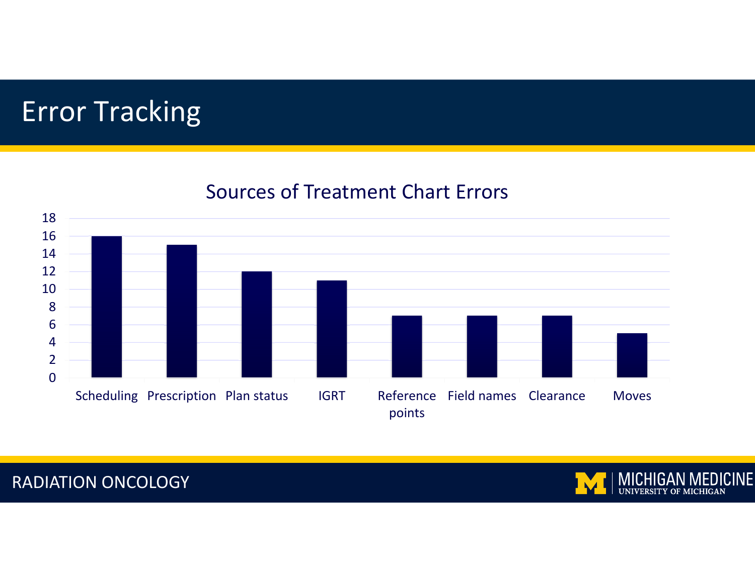# Error Tracking

## Sources of Treatment Chart Errors

| Source | Count |
| --- | --- |
| Scheduling | 16 |
| Prescription | 15 |
| Plan status | 12 |
| IGRT | 11 |
| Reference points | 7 |
| Field names | 7 |
| Clearance | 7 |
| Moves | 5 |

RADIATION ONCOLOGY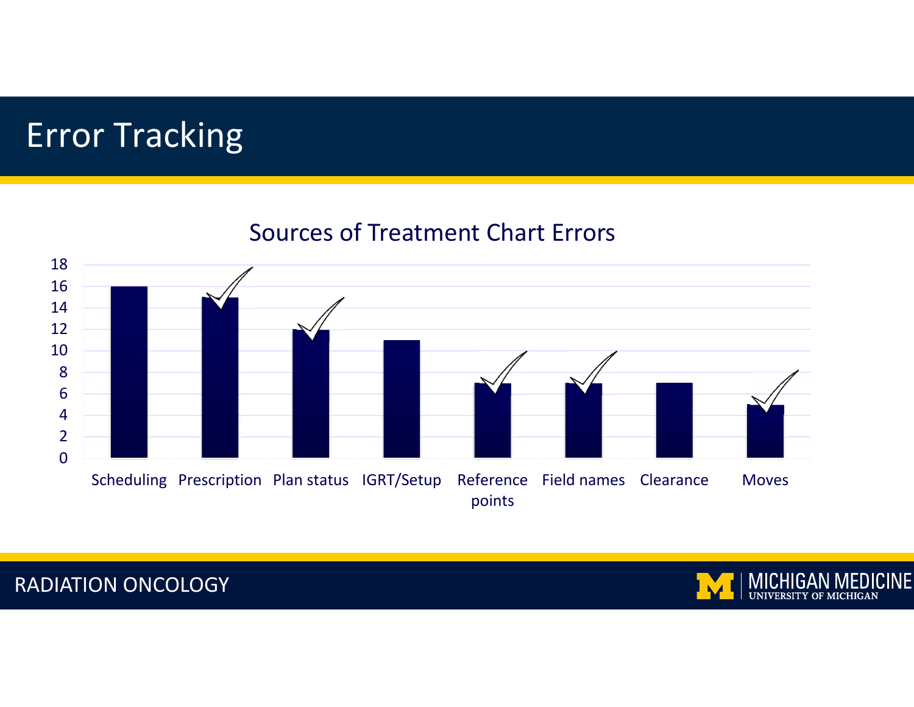# Error Tracking

## Sources of Treatment Chart Errors

| Source | Errors | Checked |
|---|---|---|
| Scheduling | 16 | |
| Prescription | 15 | ✓ |
| Plan status | 12 | ✓ |
| IGRT/Setup | 11 | |
| Reference points | 7 | ✓ |
| Field names | 7 | ✓ |
| Clearance | 7 | |
| Moves | 5 | ✓ |

RADIATION ONCOLOGY

MICHIGAN MEDICINE
UNIVERSITY OF MICHIGAN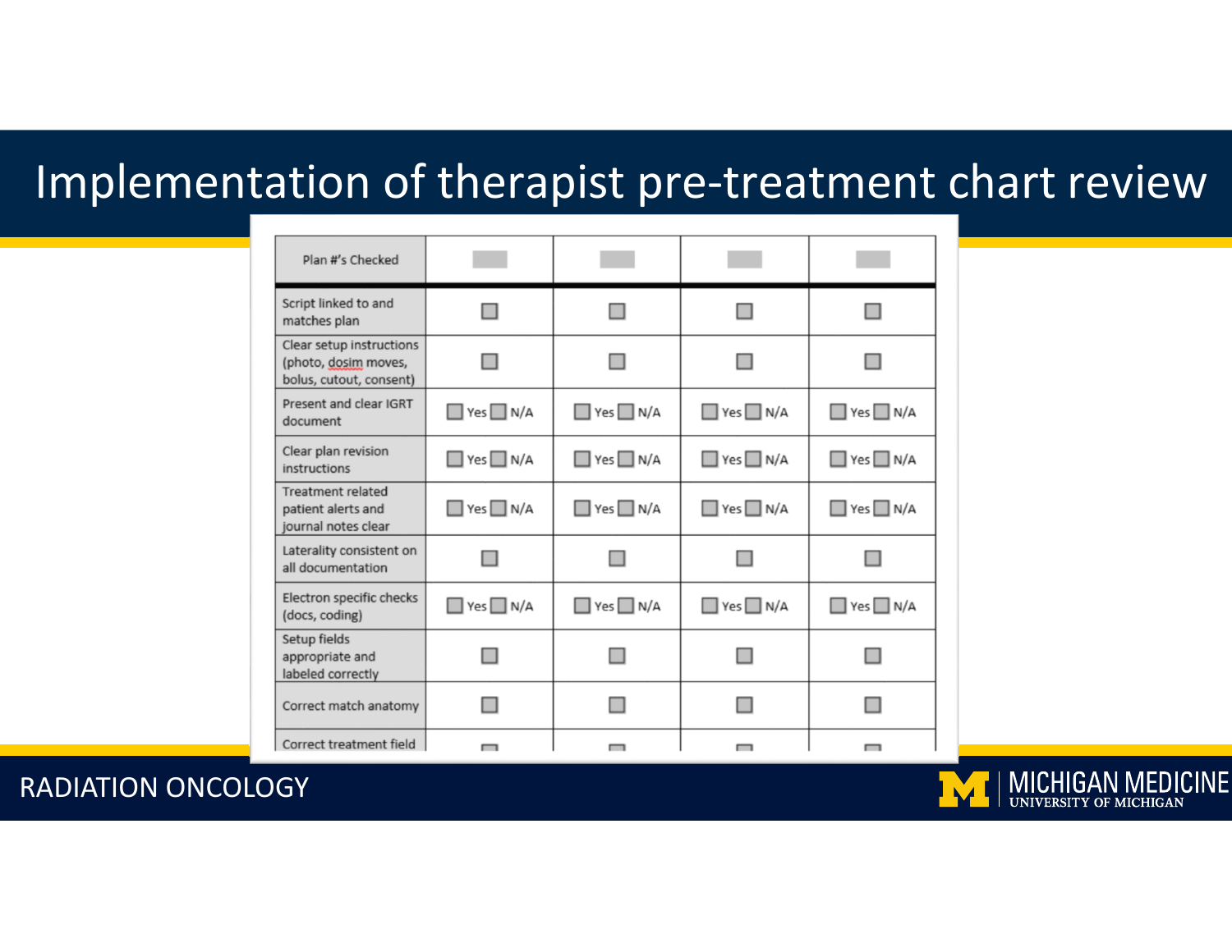# Implementation of therapist pre-treatment chart review

| Plan #'s Checked | | | | |
|---|---|---|---|---|
| Script linked to and matches plan | ☐ | ☐ | ☐ | ☐ |
| Clear setup instructions (photo, dosim moves, bolus, cutout, consent) | ☐ | ☐ | ☐ | ☐ |
| Present and clear IGRT document | ☐ Yes ☐ N/A | ☐ Yes ☐ N/A | ☐ Yes ☐ N/A | ☐ Yes ☐ N/A |
| Clear plan revision instructions | ☐ Yes ☐ N/A | ☐ Yes ☐ N/A | ☐ Yes ☐ N/A | ☐ Yes ☐ N/A |
| Treatment related patient alerts and journal notes clear | ☐ Yes ☐ N/A | ☐ Yes ☐ N/A | ☐ Yes ☐ N/A | ☐ Yes ☐ N/A |
| Laterality consistent on all documentation | ☐ | ☐ | ☐ | ☐ |
| Electron specific checks (docs, coding) | ☐ Yes ☐ N/A | ☐ Yes ☐ N/A | ☐ Yes ☐ N/A | ☐ Yes ☐ N/A |
| Setup fields appropriate and labeled correctly | ☐ | ☐ | ☐ | ☐ |
| Correct match anatomy | ☐ | ☐ | ☐ | ☐ |
| Correct treatment field | ☐ | ☐ | ☐ | ☐ |

RADIATION ONCOLOGY

MICHIGAN MEDICINE
UNIVERSITY OF MICHIGAN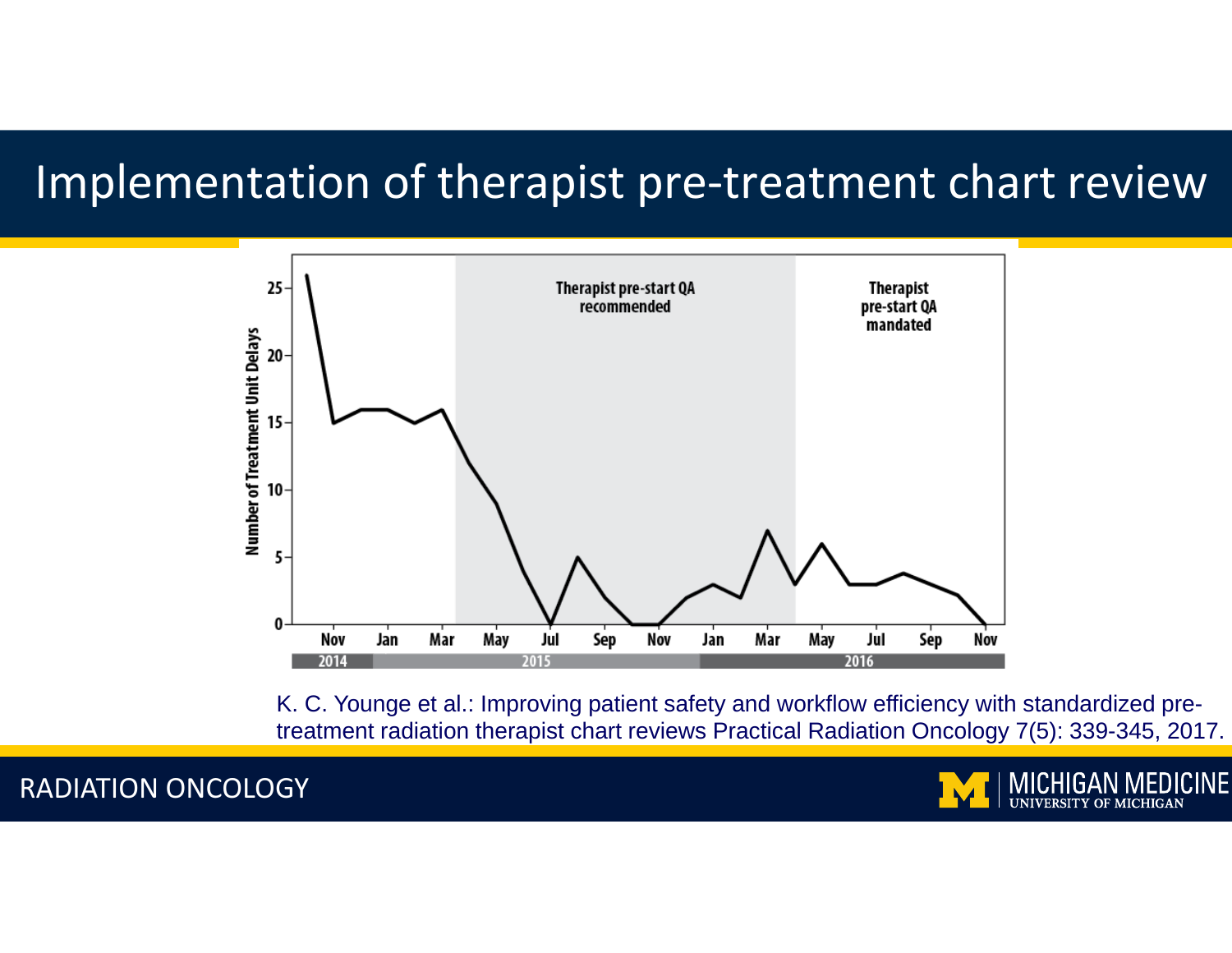# Implementation of therapist pre-treatment chart review

Number of Treatment Unit Delays

Therapist pre-start QA recommended

Therapist pre-start QA mandated

Nov | Jan | Mar | May | Jul | Sep | Nov | Jan | Mar | May | Jul | Sep | Nov

2014 | 2015 | 2016

K. C. Younge et al.: Improving patient safety and workflow efficiency with standardized pre-treatment radiation therapist chart reviews Practical Radiation Oncology 7(5): 339-345, 2017.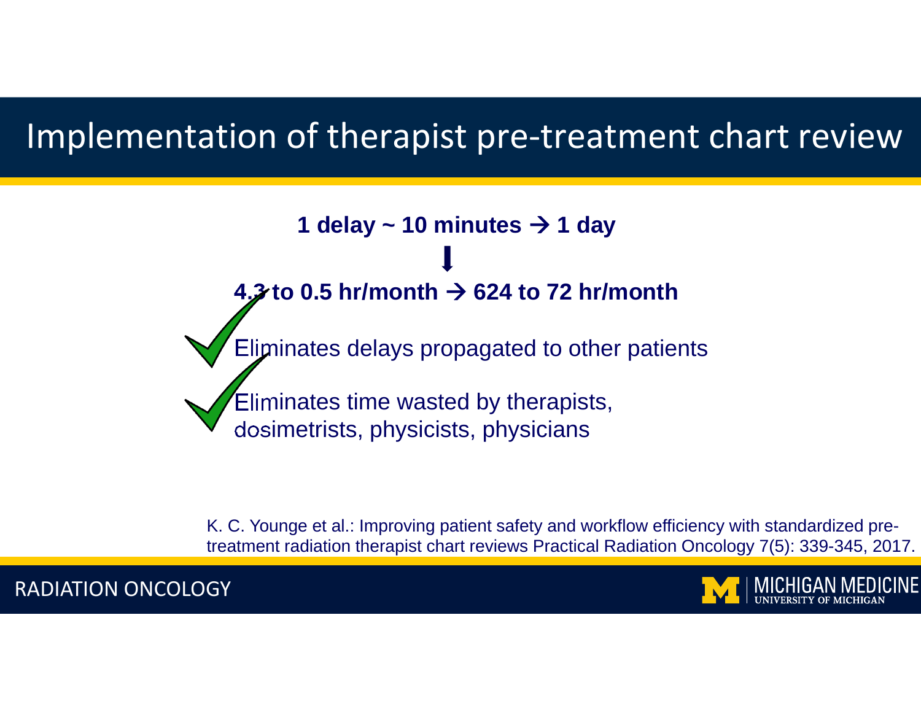# Implementation of therapist pre-treatment chart review

**1 delay ~ 10 minutes → 1 day**

**⬇**

**4.3 to 0.5 hr/month → 624 to 72 hr/month**

- ✓ Eliminates delays propagated to other patients
- ✓ Eliminates time wasted by therapists, dosimetrists, physicists, physicians

K. C. Younge et al.: Improving patient safety and workflow efficiency with standardized pre-treatment radiation therapist chart reviews Practical Radiation Oncology 7(5): 339-345, 2017.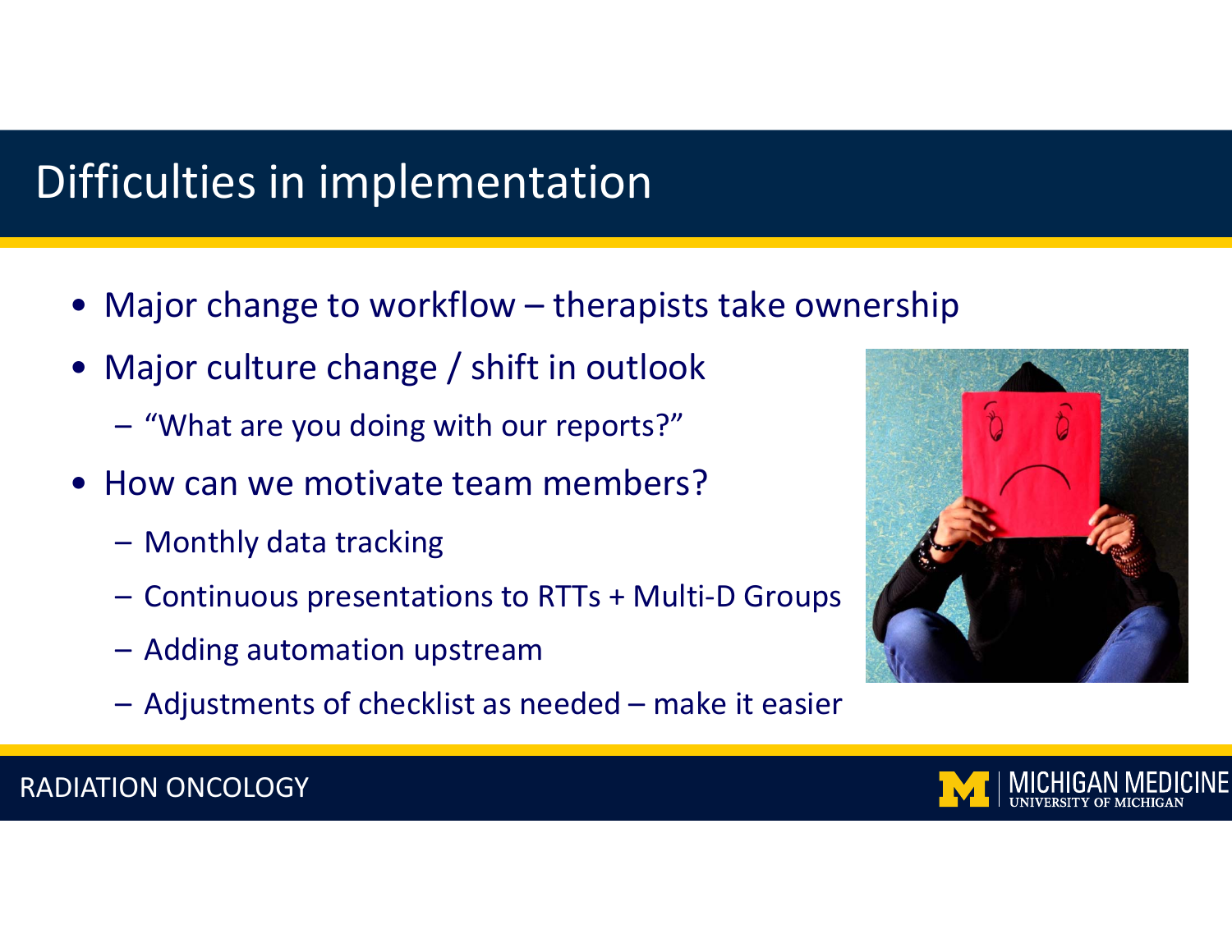# Difficulties in implementation

- Major change to workflow – therapists take ownership
- Major culture change / shift in outlook
  - "What are you doing with our reports?"
- How can we motivate team members?
  - Monthly data tracking
  - Continuous presentations to RTTs + Multi-D Groups
  - Adding automation upstream
  - Adjustments of checklist as needed – make it easier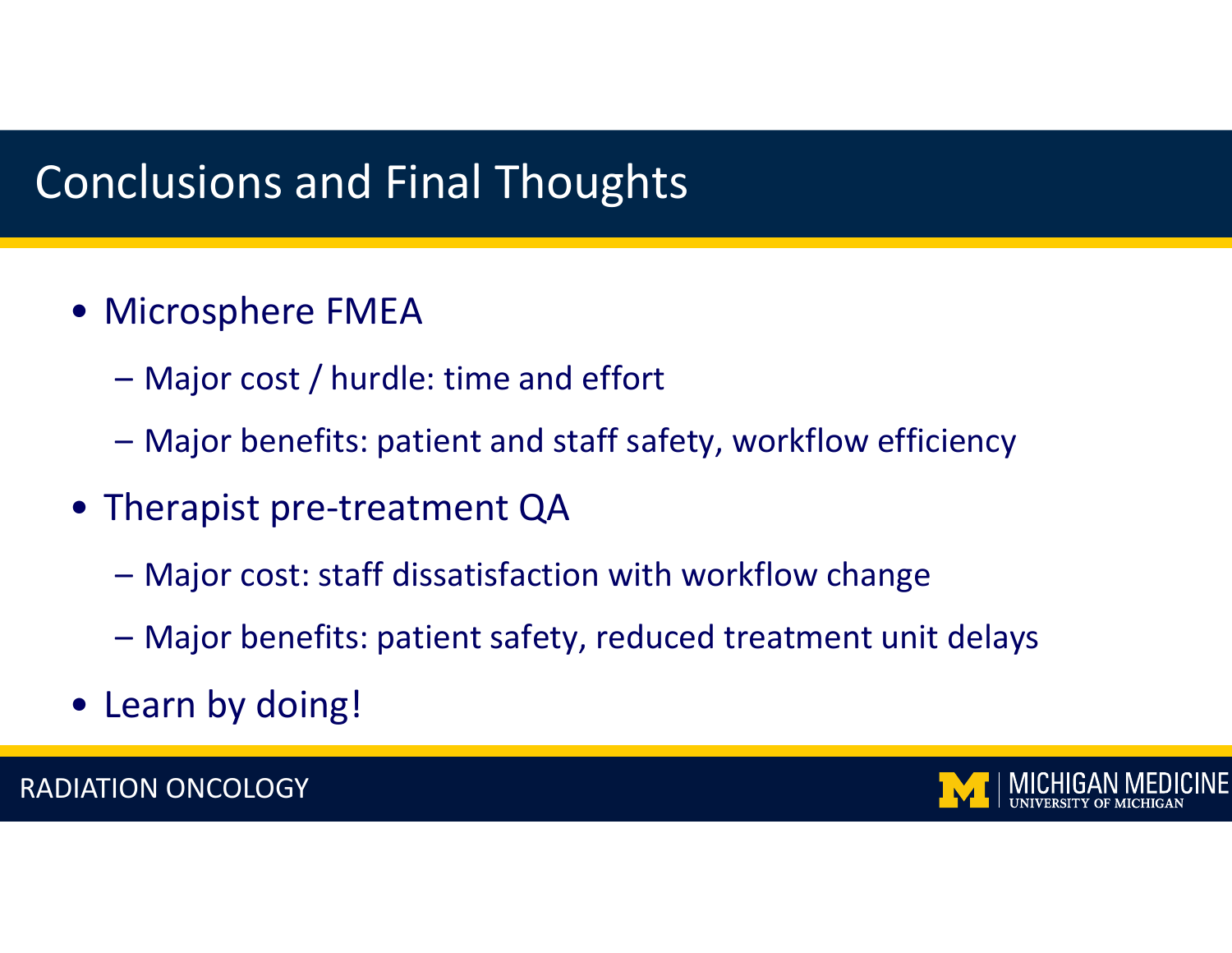# Conclusions and Final Thoughts

- Microsphere FMEA
  - Major cost / hurdle: time and effort
  - Major benefits: patient and staff safety, workflow efficiency
- Therapist pre-treatment QA
  - Major cost: staff dissatisfaction with workflow change
  - Major benefits: patient safety, reduced treatment unit delays
- Learn by doing!